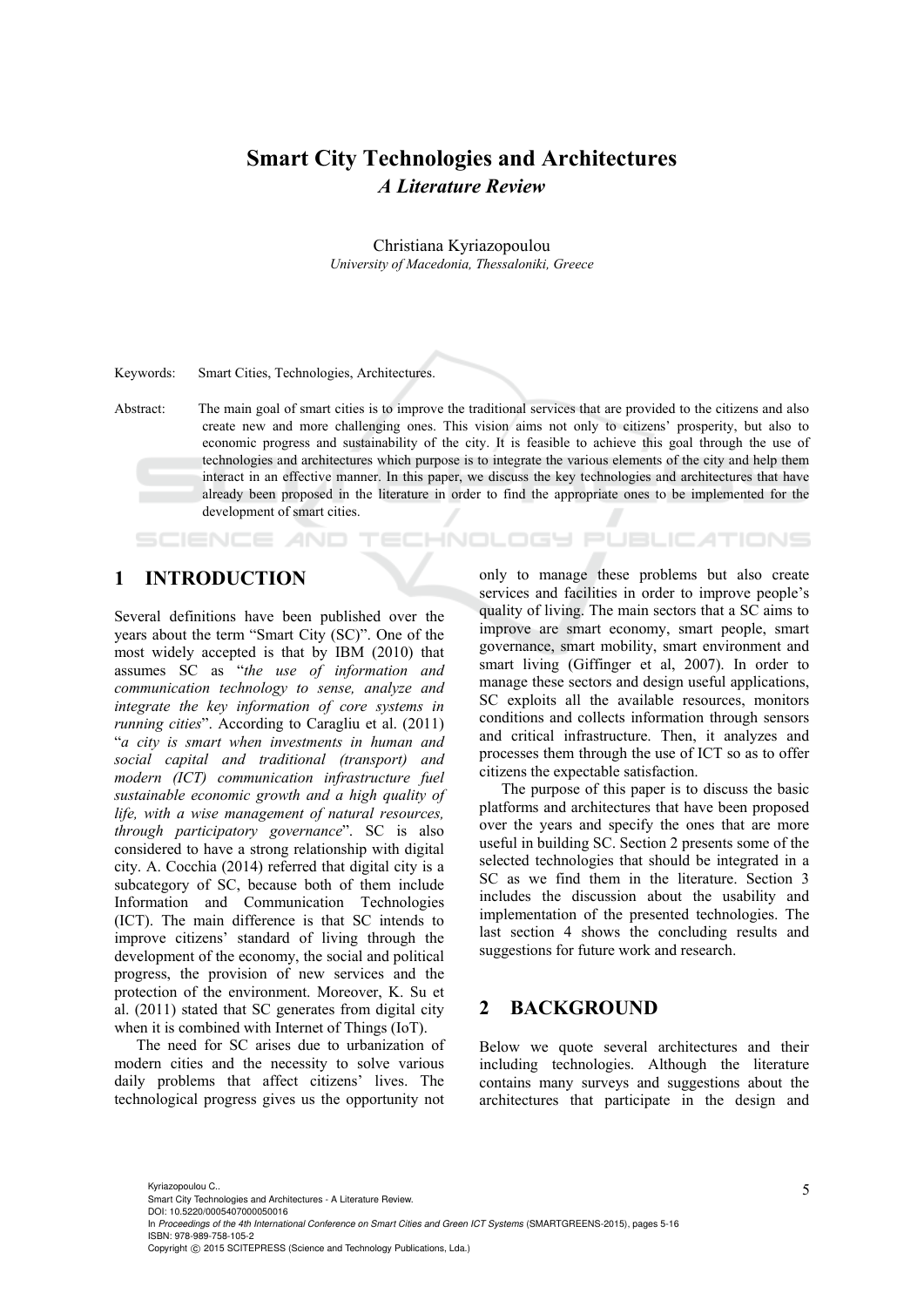# Smart City Technologies and Architectures

## *A Literature Review*

Christiana Kyriazopoulou

*University of Macedonia, Thessaloniki, Greece*

Keywords: Smart Cities, Technologies, Architectures.

Abstract: The main goal of smart cities is to improve the traditional services that are provided to the citizens and also create new and more challenging ones. This vision aims not only to citizens' prosperity, but also to economic progress and sustainability of the city. It is feasible to achieve this goal through the use of technologies and architectures which purpose is to integrate the various elements of the city and help them interact in an effective manner. In this paper, we discuss the key technologies and architectures that have already been proposed in the literature in order to find the appropriate ones to be implemented for the development of smart cities.

## 1 INTRODUCTION

Several definitions have been published over the years about the term "Smart City (SC)". One of the most widely accepted is that by IBM (2010) that assumes SC as "*the use of information and communication technology to sense, analyze and integrate the key information of core systems in running cities*". According to Caragliu et al. (2011) "*a city is smart when investments in human and social capital and traditional (transport) and modern (ICT) communication infrastructure fuel sustainable economic growth and a high quality of life, with a wise management of natural resources, through participatory governance*". SC is also considered to have a strong relationship with digital city. A. Cocchia (2014) referred that digital city is a subcategory of SC, because both of them include Information and Communication Technologies (ICT). The main difference is that SC intends to improve citizens' standard of living through the development of the economy, the social and political progress, the provision of new services and the protection of the environment. Moreover, K. Su et al. (2011) stated that SC generates from digital city when it is combined with Internet of Things (IoT).

The need for SC arises due to urbanization of modern cities and the necessity to solve various daily problems that affect citizens' lives. The technological progress gives us the opportunity not only to manage these problems but also create services and facilities in order to improve people's quality of living. The main sectors that a SC aims to improve are smart economy, smart people, smart governance, smart mobility, smart environment and smart living (Giffinger et al, 2007). In order to manage these sectors and design useful applications, SC exploits all the available resources, monitors conditions and collects information through sensors and critical infrastructure. Then, it analyzes and processes them through the use of ICT so as to offer citizens the expectable satisfaction.

The purpose of this paper is to discuss the basic platforms and architectures that have been proposed over the years and specify the ones that are more useful in building SC. Section 2 presents some of the selected technologies that should be integrated in a SC as we find them in the literature. Section 3 includes the discussion about the usability and implementation of the presented technologies. The last section 4 shows the concluding results and suggestions for future work and research.

## 2 BACKGROUND

Below we quote several architectures and their including technologies. Although the literature contains many surveys and suggestions about the architectures that participate in the design and

Kyriazopoulou C..
Smart City Technologies and Architectures - A Literature Review.
DOI: 10.5220/0005407000050016
In *Proceedings of the 4th International Conference on Smart Cities and Green ICT Systems* (SMARTGREENS-2015), pages 5-16
ISBN: 978-989-758-105-2
Copyright © 2015 SCITEPRESS (Science and Technology Publications, Lda.)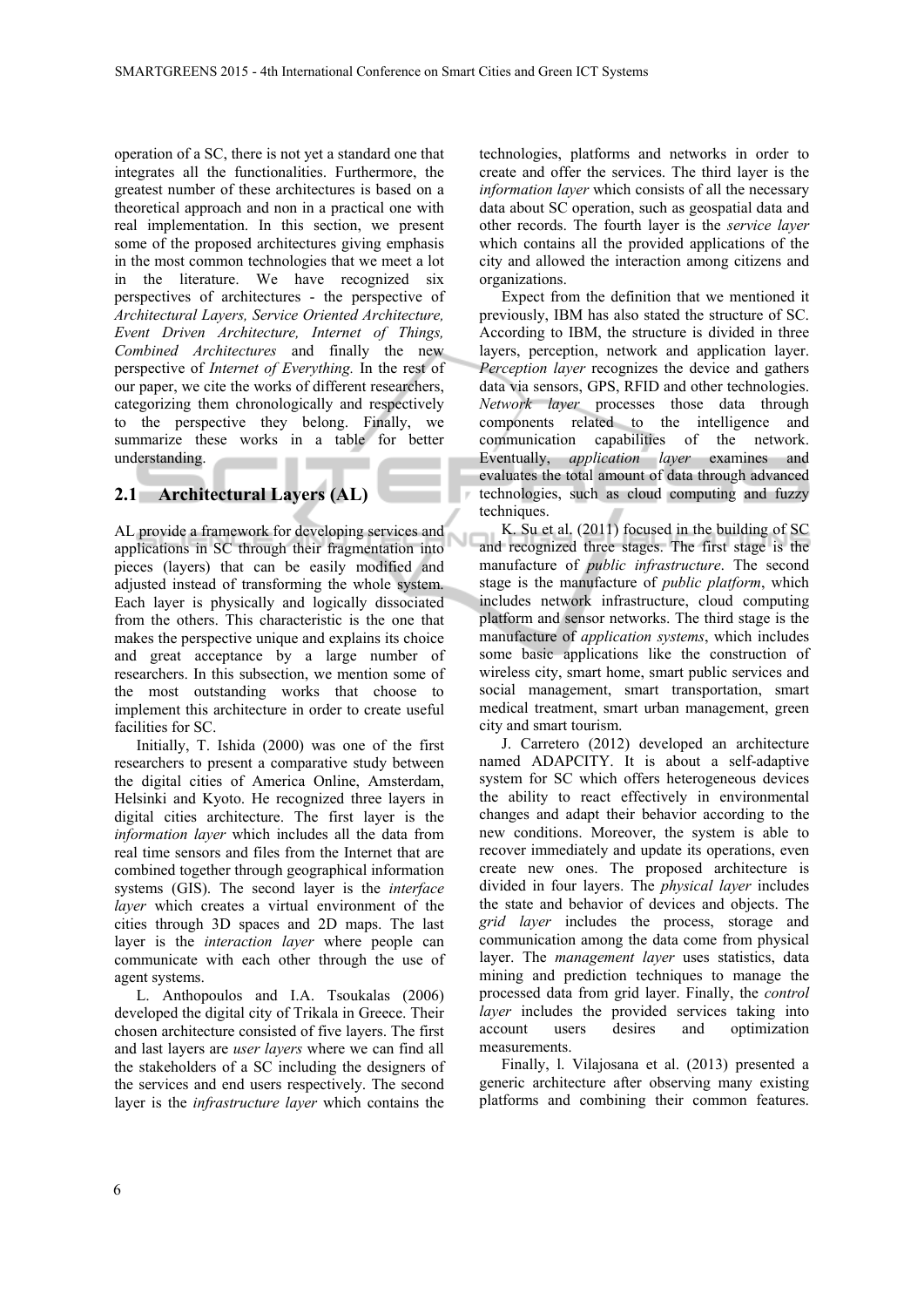operation of a SC, there is not yet a standard one that integrates all the functionalities. Furthermore, the greatest number of these architectures is based on a theoretical approach and non in a practical one with real implementation. In this section, we present some of the proposed architectures giving emphasis in the most common technologies that we meet a lot in the literature. We have recognized six perspectives of architectures - the perspective of *Architectural Layers, Service Oriented Architecture, Event Driven Architecture, Internet of Things, Combined Architectures* and finally the new perspective of *Internet of Everything.* In the rest of our paper, we cite the works of different researchers, categorizing them chronologically and respectively to the perspective they belong. Finally, we summarize these works in a table for better understanding.

## 2.1 Architectural Layers (AL)

AL provide a framework for developing services and applications in SC through their fragmentation into pieces (layers) that can be easily modified and adjusted instead of transforming the whole system. Each layer is physically and logically dissociated from the others. This characteristic is the one that makes the perspective unique and explains its choice and great acceptance by a large number of researchers. In this subsection, we mention some of the most outstanding works that choose to implement this architecture in order to create useful facilities for SC.

Initially, T. Ishida (2000) was one of the first researchers to present a comparative study between the digital cities of America Online, Amsterdam, Helsinki and Kyoto. He recognized three layers in digital cities architecture. The first layer is the *information layer* which includes all the data from real time sensors and files from the Internet that are combined together through geographical information systems (GIS). The second layer is the *interface layer* which creates a virtual environment of the cities through 3D spaces and 2D maps. The last layer is the *interaction layer* where people can communicate with each other through the use of agent systems.

L. Anthopoulos and I.A. Tsoukalas (2006) developed the digital city of Trikala in Greece. Their chosen architecture consisted of five layers. The first and last layers are *user layers* where we can find all the stakeholders of a SC including the designers of the services and end users respectively. The second layer is the *infrastructure layer* which contains the technologies, platforms and networks in order to create and offer the services. The third layer is the *information layer* which consists of all the necessary data about SC operation, such as geospatial data and other records. The fourth layer is the *service layer* which contains all the provided applications of the city and allowed the interaction among citizens and organizations.

Expect from the definition that we mentioned it previously, IBM has also stated the structure of SC. According to IBM, the structure is divided in three layers, perception, network and application layer. *Perception layer* recognizes the device and gathers data via sensors, GPS, RFID and other technologies. *Network layer* processes those data through components related to the intelligence and communication capabilities of the network. Eventually, *application layer* examines and evaluates the total amount of data through advanced technologies, such as cloud computing and fuzzy techniques.

K. Su et al. (2011) focused in the building of SC and recognized three stages. The first stage is the manufacture of *public infrastructure*. The second stage is the manufacture of *public platform*, which includes network infrastructure, cloud computing platform and sensor networks. The third stage is the manufacture of *application systems*, which includes some basic applications like the construction of wireless city, smart home, smart public services and social management, smart transportation, smart medical treatment, smart urban management, green city and smart tourism.

J. Carretero (2012) developed an architecture named ADAPCITY. It is about a self-adaptive system for SC which offers heterogeneous devices the ability to react effectively in environmental changes and adapt their behavior according to the new conditions. Moreover, the system is able to recover immediately and update its operations, even create new ones. The proposed architecture is divided in four layers. The *physical layer* includes the state and behavior of devices and objects. The *grid layer* includes the process, storage and communication among the data come from physical layer. The *management layer* uses statistics, data mining and prediction techniques to manage the processed data from grid layer. Finally, the *control layer* includes the provided services taking into account users desires and optimization measurements.

Finally, l. Vilajosana et al. (2013) presented a generic architecture after observing many existing platforms and combining their common features.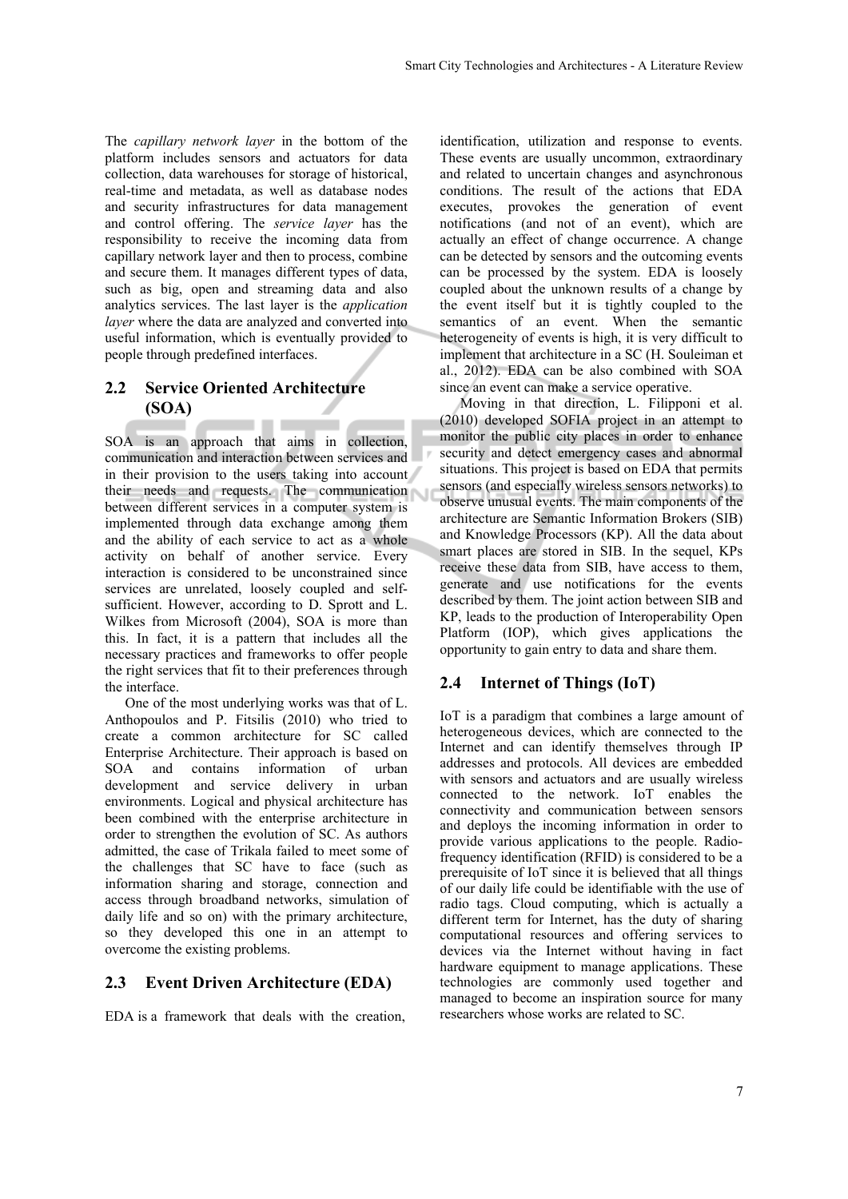The *capillary network layer* in the bottom of the platform includes sensors and actuators for data collection, data warehouses for storage of historical, real-time and metadata, as well as database nodes and security infrastructures for data management and control offering. The *service layer* has the responsibility to receive the incoming data from capillary network layer and then to process, combine and secure them. It manages different types of data, such as big, open and streaming data and also analytics services. The last layer is the *application layer* where the data are analyzed and converted into useful information, which is eventually provided to people through predefined interfaces.

## 2.2 Service Oriented Architecture (SOA)

SOA is an approach that aims in collection, communication and interaction between services and in their provision to the users taking into account their needs and requests. The communication between different services in a computer system is implemented through data exchange among them and the ability of each service to act as a whole activity on behalf of another service. Every interaction is considered to be unconstrained since services are unrelated, loosely coupled and self-sufficient. However, according to D. Sprott and L. Wilkes from Microsoft (2004), SOA is more than this. In fact, it is a pattern that includes all the necessary practices and frameworks to offer people the right services that fit to their preferences through the interface.

One of the most underlying works was that of L. Anthopoulos and P. Fitsilis (2010) who tried to create a common architecture for SC called Enterprise Architecture. Their approach is based on SOA and contains information of urban development and service delivery in urban environments. Logical and physical architecture has been combined with the enterprise architecture in order to strengthen the evolution of SC. As authors admitted, the case of Trikala failed to meet some of the challenges that SC have to face (such as information sharing and storage, connection and access through broadband networks, simulation of daily life and so on) with the primary architecture, so they developed this one in an attempt to overcome the existing problems.

## 2.3 Event Driven Architecture (EDA)

EDA is a framework that deals with the creation, identification, utilization and response to events. These events are usually uncommon, extraordinary and related to uncertain changes and asynchronous conditions. The result of the actions that EDA executes, provokes the generation of event notifications (and not of an event), which are actually an effect of change occurrence. A change can be detected by sensors and the outcoming events can be processed by the system. EDA is loosely coupled about the unknown results of a change by the event itself but it is tightly coupled to the semantics of an event. When the semantic heterogeneity of events is high, it is very difficult to implement that architecture in a SC (H. Souleiman et al., 2012). EDA can be also combined with SOA since an event can make a service operative.

Moving in that direction, L. Filipponi et al. (2010) developed SOFIA project in an attempt to monitor the public city places in order to enhance security and detect emergency cases and abnormal situations. This project is based on EDA that permits sensors (and especially wireless sensors networks) to observe unusual events. The main components of the architecture are Semantic Information Brokers (SIB) and Knowledge Processors (KP). All the data about smart places are stored in SIB. In the sequel, KPs receive these data from SIB, have access to them, generate and use notifications for the events described by them. The joint action between SIB and KP, leads to the production of Interoperability Open Platform (IOP), which gives applications the opportunity to gain entry to data and share them.

## 2.4 Internet of Things (IoT)

IoT is a paradigm that combines a large amount of heterogeneous devices, which are connected to the Internet and can identify themselves through IP addresses and protocols. All devices are embedded with sensors and actuators and are usually wireless connected to the network. IoT enables the connectivity and communication between sensors and deploys the incoming information in order to provide various applications to the people. Radio-frequency identification (RFID) is considered to be a prerequisite of IoT since it is believed that all things of our daily life could be identifiable with the use of radio tags. Cloud computing, which is actually a different term for Internet, has the duty of sharing computational resources and offering services to devices via the Internet without having in fact hardware equipment to manage applications. These technologies are commonly used together and managed to become an inspiration source for many researchers whose works are related to SC.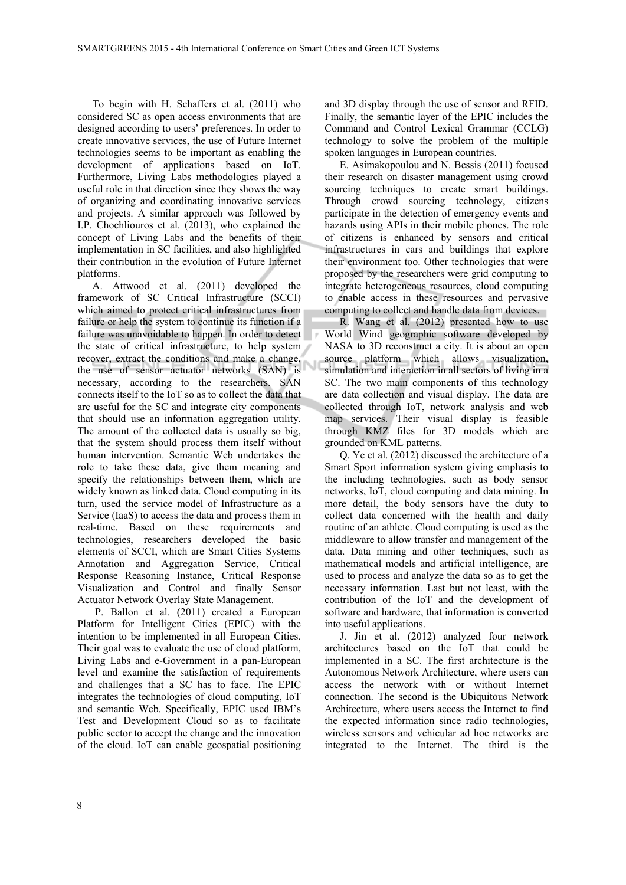To begin with H. Schaffers et al. (2011) who considered SC as open access environments that are designed according to users' preferences. In order to create innovative services, the use of Future Internet technologies seems to be important as enabling the development of applications based on IoT. Furthermore, Living Labs methodologies played a useful role in that direction since they shows the way of organizing and coordinating innovative services and projects. A similar approach was followed by I.P. Chochliouros et al. (2013), who explained the concept of Living Labs and the benefits of their implementation in SC facilities, and also highlighted their contribution in the evolution of Future Internet platforms.

A. Attwood et al. (2011) developed the framework of SC Critical Infrastructure (SCCI) which aimed to protect critical infrastructures from failure or help the system to continue its function if a failure was unavoidable to happen. In order to detect the state of critical infrastructure, to help system recover, extract the conditions and make a change, the use of sensor actuator networks (SAN) is necessary, according to the researchers. SAN connects itself to the IoT so as to collect the data that are useful for the SC and integrate city components that should use an information aggregation utility. The amount of the collected data is usually so big, that the system should process them itself without human intervention. Semantic Web undertakes the role to take these data, give them meaning and specify the relationships between them, which are widely known as linked data. Cloud computing in its turn, used the service model of Infrastructure as a Service (IaaS) to access the data and process them in real-time. Based on these requirements and technologies, researchers developed the basic elements of SCCI, which are Smart Cities Systems Annotation and Aggregation Service, Critical Response Reasoning Instance, Critical Response Visualization and Control and finally Sensor Actuator Network Overlay State Management.

P. Ballon et al. (2011) created a European Platform for Intelligent Cities (EPIC) with the intention to be implemented in all European Cities. Their goal was to evaluate the use of cloud platform, Living Labs and e-Government in a pan-European level and examine the satisfaction of requirements and challenges that a SC has to face. The EPIC integrates the technologies of cloud computing, IoT and semantic Web. Specifically, EPIC used IBM's Test and Development Cloud so as to facilitate public sector to accept the change and the innovation of the cloud. IoT can enable geospatial positioning and 3D display through the use of sensor and RFID. Finally, the semantic layer of the EPIC includes the Command and Control Lexical Grammar (CCLG) technology to solve the problem of the multiple spoken languages in European countries.

E. Asimakopoulou and N. Bessis (2011) focused their research on disaster management using crowd sourcing techniques to create smart buildings. Through crowd sourcing technology, citizens participate in the detection of emergency events and hazards using APIs in their mobile phones. The role of citizens is enhanced by sensors and critical infrastructures in cars and buildings that explore their environment too. Other technologies that were proposed by the researchers were grid computing to integrate heterogeneous resources, cloud computing to enable access in these resources and pervasive computing to collect and handle data from devices.

R. Wang et al. (2012) presented how to use World Wind geographic software developed by NASA to 3D reconstruct a city. It is about an open source platform which allows visualization, simulation and interaction in all sectors of living in a SC. The two main components of this technology are data collection and visual display. The data are collected through IoT, network analysis and web map services. Their visual display is feasible through KMZ files for 3D models which are grounded on KML patterns.

Q. Ye et al. (2012) discussed the architecture of a Smart Sport information system giving emphasis to the including technologies, such as body sensor networks, IoT, cloud computing and data mining. In more detail, the body sensors have the duty to collect data concerned with the health and daily routine of an athlete. Cloud computing is used as the middleware to allow transfer and management of the data. Data mining and other techniques, such as mathematical models and artificial intelligence, are used to process and analyze the data so as to get the necessary information. Last but not least, with the contribution of the IoT and the development of software and hardware, that information is converted into useful applications.

J. Jin et al. (2012) analyzed four network architectures based on the IoT that could be implemented in a SC. The first architecture is the Autonomous Network Architecture, where users can access the network with or without Internet connection. The second is the Ubiquitous Network Architecture, where users access the Internet to find the expected information since radio technologies, wireless sensors and vehicular ad hoc networks are integrated to the Internet. The third is the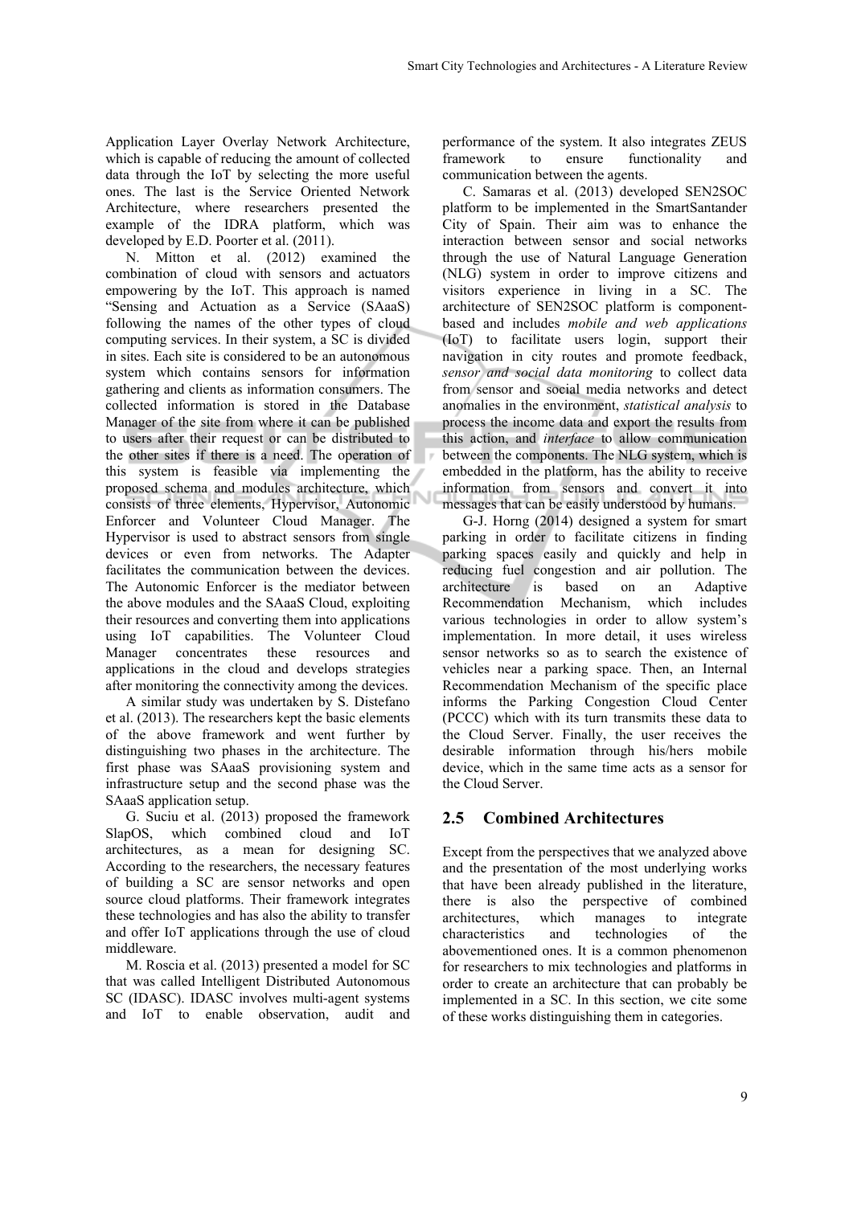Application Layer Overlay Network Architecture, which is capable of reducing the amount of collected data through the IoT by selecting the more useful ones. The last is the Service Oriented Network Architecture, where researchers presented the example of the IDRA platform, which was developed by E.D. Poorter et al. (2011).

N. Mitton et al. (2012) examined the combination of cloud with sensors and actuators empowering by the IoT. This approach is named "Sensing and Actuation as a Service (SAaaS) following the names of the other types of cloud computing services. In their system, a SC is divided in sites. Each site is considered to be an autonomous system which contains sensors for information gathering and clients as information consumers. The collected information is stored in the Database Manager of the site from where it can be published to users after their request or can be distributed to the other sites if there is a need. The operation of this system is feasible via implementing the proposed schema and modules architecture, which consists of three elements, Hypervisor, Autonomic Enforcer and Volunteer Cloud Manager. The Hypervisor is used to abstract sensors from single devices or even from networks. The Adapter facilitates the communication between the devices. The Autonomic Enforcer is the mediator between the above modules and the SAaaS Cloud, exploiting their resources and converting them into applications using IoT capabilities. The Volunteer Cloud Manager concentrates these resources and applications in the cloud and develops strategies after monitoring the connectivity among the devices.

A similar study was undertaken by S. Distefano et al. (2013). The researchers kept the basic elements of the above framework and went further by distinguishing two phases in the architecture. The first phase was SAaaS provisioning system and infrastructure setup and the second phase was the SAaaS application setup.

G. Suciu et al. (2013) proposed the framework SlapOS, which combined cloud and IoT architectures, as a mean for designing SC. According to the researchers, the necessary features of building a SC are sensor networks and open source cloud platforms. Their framework integrates these technologies and has also the ability to transfer and offer IoT applications through the use of cloud middleware.

M. Roscia et al. (2013) presented a model for SC that was called Intelligent Distributed Autonomous SC (IDASC). IDASC involves multi-agent systems and IoT to enable observation, audit and performance of the system. It also integrates ZEUS framework to ensure functionality and communication between the agents.

C. Samaras et al. (2013) developed SEN2SOC platform to be implemented in the SmartSantander City of Spain. Their aim was to enhance the interaction between sensor and social networks through the use of Natural Language Generation (NLG) system in order to improve citizens and visitors experience in living in a SC. The architecture of SEN2SOC platform is component-based and includes *mobile and web applications* (IoT) to facilitate users login, support their navigation in city routes and promote feedback, *sensor and social data monitoring* to collect data from sensor and social media networks and detect anomalies in the environment, *statistical analysis* to process the income data and export the results from this action, and *interface* to allow communication between the components. The NLG system, which is embedded in the platform, has the ability to receive information from sensors and convert it into messages that can be easily understood by humans.

G-J. Horng (2014) designed a system for smart parking in order to facilitate citizens in finding parking spaces easily and quickly and help in reducing fuel congestion and air pollution. The architecture is based on an Adaptive Recommendation Mechanism, which includes various technologies in order to allow system's implementation. In more detail, it uses wireless sensor networks so as to search the existence of vehicles near a parking space. Then, an Internal Recommendation Mechanism of the specific place informs the Parking Congestion Cloud Center (PCCC) which with its turn transmits these data to the Cloud Server. Finally, the user receives the desirable information through his/hers mobile device, which in the same time acts as a sensor for the Cloud Server.

## 2.5 Combined Architectures

Except from the perspectives that we analyzed above and the presentation of the most underlying works that have been already published in the literature, there is also the perspective of combined architectures, which manages to integrate characteristics and technologies of the abovementioned ones. It is a common phenomenon for researchers to mix technologies and platforms in order to create an architecture that can probably be implemented in a SC. In this section, we cite some of these works distinguishing them in categories.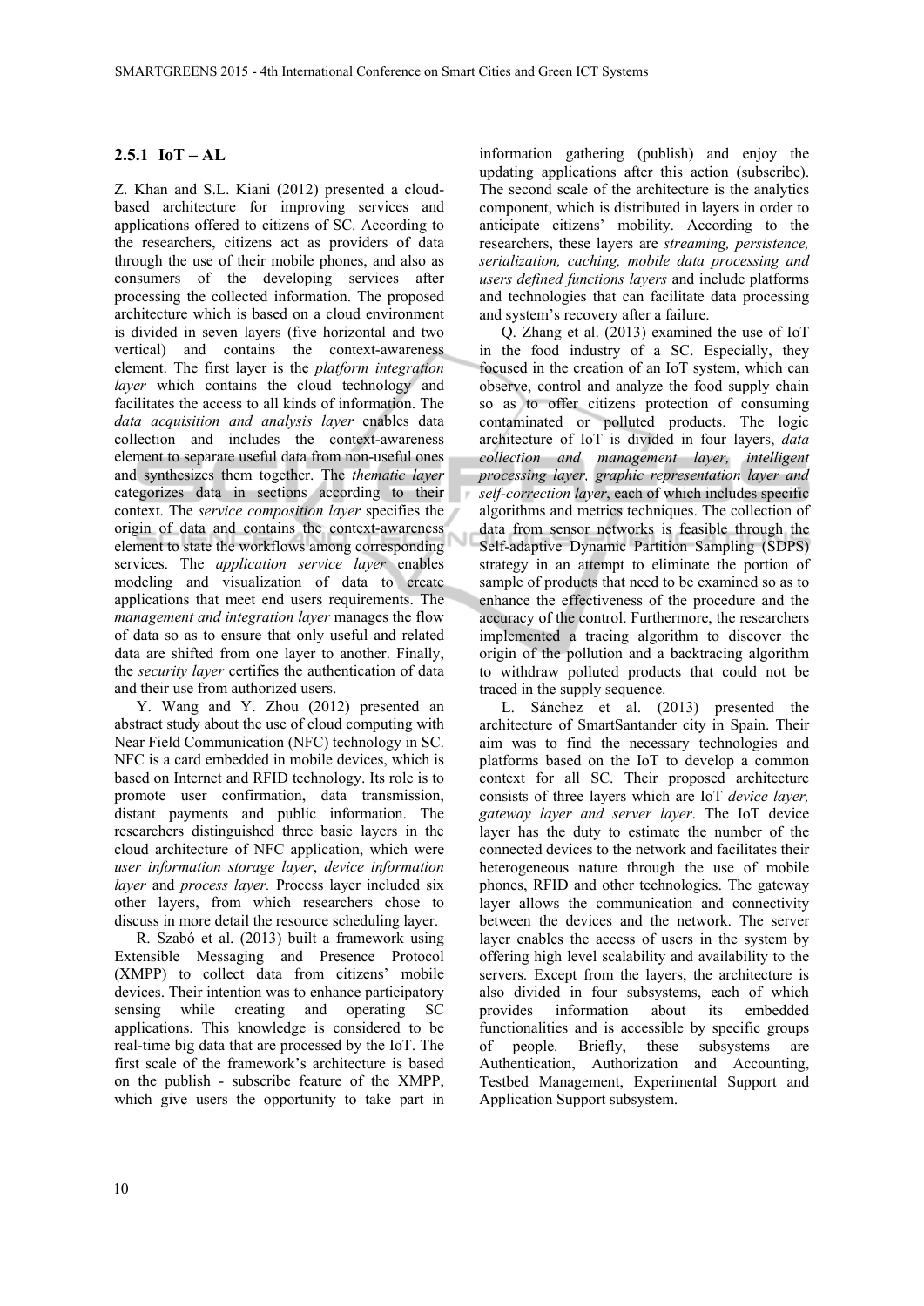### 2.5.1 IoT – AL

Z. Khan and S.L. Kiani (2012) presented a cloud-based architecture for improving services and applications offered to citizens of SC. According to the researchers, citizens act as providers of data through the use of their mobile phones, and also as consumers of the developing services after processing the collected information. The proposed architecture which is based on a cloud environment is divided in seven layers (five horizontal and two vertical) and contains the context-awareness element. The first layer is the *platform integration layer* which contains the cloud technology and facilitates the access to all kinds of information. The *data acquisition and analysis layer* enables data collection and includes the context-awareness element to separate useful data from non-useful ones and synthesizes them together. The *thematic layer* categorizes data in sections according to their context. The *service composition layer* specifies the origin of data and contains the context-awareness element to state the workflows among corresponding services. The *application service layer* enables modeling and visualization of data to create applications that meet end users requirements. The *management and integration layer* manages the flow of data so as to ensure that only useful and related data are shifted from one layer to another. Finally, the *security layer* certifies the authentication of data and their use from authorized users.

Y. Wang and Y. Zhou (2012) presented an abstract study about the use of cloud computing with Near Field Communication (NFC) technology in SC. NFC is a card embedded in mobile devices, which is based on Internet and RFID technology. Its role is to promote user confirmation, data transmission, distant payments and public information. The researchers distinguished three basic layers in the cloud architecture of NFC application, which were *user information storage layer*, *device information layer* and *process layer.* Process layer included six other layers, from which researchers chose to discuss in more detail the resource scheduling layer.

R. Szabó et al. (2013) built a framework using Extensible Messaging and Presence Protocol (XMPP) to collect data from citizens' mobile devices. Their intention was to enhance participatory sensing while creating and operating SC applications. This knowledge is considered to be real-time big data that are processed by the IoT. The first scale of the framework's architecture is based on the publish - subscribe feature of the XMPP, which give users the opportunity to take part in information gathering (publish) and enjoy the updating applications after this action (subscribe). The second scale of the architecture is the analytics component, which is distributed in layers in order to anticipate citizens' mobility. According to the researchers, these layers are *streaming, persistence, serialization, caching, mobile data processing and users defined functions layers* and include platforms and technologies that can facilitate data processing and system's recovery after a failure.

Q. Zhang et al. (2013) examined the use of IoT in the food industry of a SC. Especially, they focused in the creation of an IoT system, which can observe, control and analyze the food supply chain so as to offer citizens protection of consuming contaminated or polluted products. The logic architecture of IoT is divided in four layers, *data collection and management layer, intelligent processing layer, graphic representation layer and self-correction layer*, each of which includes specific algorithms and metrics techniques. The collection of data from sensor networks is feasible through the Self-adaptive Dynamic Partition Sampling (SDPS) strategy in an attempt to eliminate the portion of sample of products that need to be examined so as to enhance the effectiveness of the procedure and the accuracy of the control. Furthermore, the researchers implemented a tracing algorithm to discover the origin of the pollution and a backtracing algorithm to withdraw polluted products that could not be traced in the supply sequence.

L. Sánchez et al. (2013) presented the architecture of SmartSantander city in Spain. Their aim was to find the necessary technologies and platforms based on the IoT to develop a common context for all SC. Their proposed architecture consists of three layers which are IoT *device layer, gateway layer and server layer*. The IoT device layer has the duty to estimate the number of the connected devices to the network and facilitates their heterogeneous nature through the use of mobile phones, RFID and other technologies. The gateway layer allows the communication and connectivity between the devices and the network. The server layer enables the access of users in the system by offering high level scalability and availability to the servers. Except from the layers, the architecture is also divided in four subsystems, each of which provides information about its embedded functionalities and is accessible by specific groups of people. Briefly, these subsystems are Authentication, Authorization and Accounting, Testbed Management, Experimental Support and Application Support subsystem.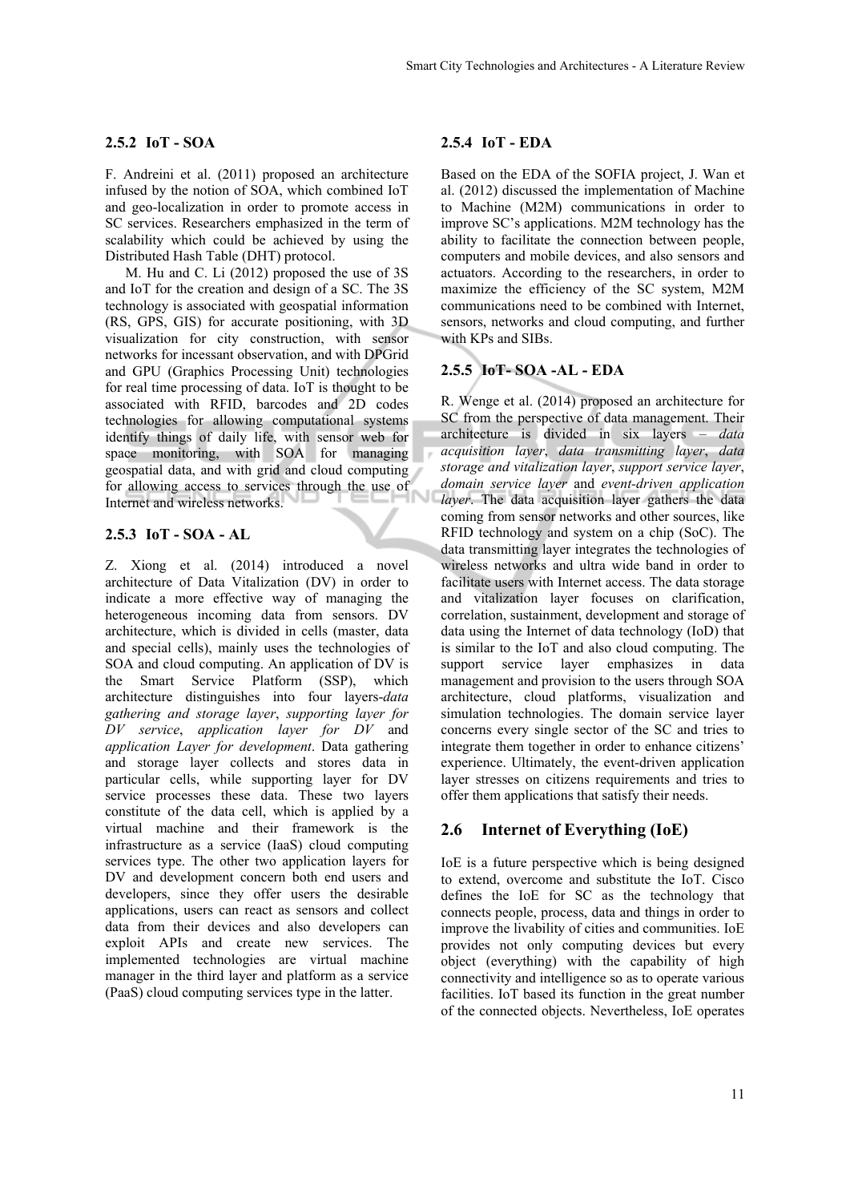### 2.5.2 IoT - SOA

F. Andreini et al. (2011) proposed an architecture infused by the notion of SOA, which combined IoT and geo-localization in order to promote access in SC services. Researchers emphasized in the term of scalability which could be achieved by using the Distributed Hash Table (DHT) protocol.

M. Hu and C. Li (2012) proposed the use of 3S and IoT for the creation and design of a SC. The 3S technology is associated with geospatial information (RS, GPS, GIS) for accurate positioning, with 3D visualization for city construction, with sensor networks for incessant observation, and with DPGrid and GPU (Graphics Processing Unit) technologies for real time processing of data. IoT is thought to be associated with RFID, barcodes and 2D codes technologies for allowing computational systems identify things of daily life, with sensor web for space monitoring, with SOA for managing geospatial data, and with grid and cloud computing for allowing access to services through the use of Internet and wireless networks.

### 2.5.3 IoT - SOA - AL

Z. Xiong et al. (2014) introduced a novel architecture of Data Vitalization (DV) in order to indicate a more effective way of managing the heterogeneous incoming data from sensors. DV architecture, which is divided in cells (master, data and special cells), mainly uses the technologies of SOA and cloud computing. An application of DV is the Smart Service Platform (SSP), which architecture distinguishes into four layers-*data gathering and storage layer*, *supporting layer for DV service*, *application layer for DV* and *application Layer for development*. Data gathering and storage layer collects and stores data in particular cells, while supporting layer for DV service processes these data. These two layers constitute of the data cell, which is applied by a virtual machine and their framework is the infrastructure as a service (IaaS) cloud computing services type. The other two application layers for DV and development concern both end users and developers, since they offer users the desirable applications, users can react as sensors and collect data from their devices and also developers can exploit APIs and create new services. The implemented technologies are virtual machine manager in the third layer and platform as a service (PaaS) cloud computing services type in the latter.

### 2.5.4 IoT - EDA

Based on the EDA of the SOFIA project, J. Wan et al. (2012) discussed the implementation of Machine to Machine (M2M) communications in order to improve SC's applications. M2M technology has the ability to facilitate the connection between people, computers and mobile devices, and also sensors and actuators. According to the researchers, in order to maximize the efficiency of the SC system, M2M communications need to be combined with Internet, sensors, networks and cloud computing, and further with KPs and SIBs.

### 2.5.5 IoT- SOA -AL - EDA

R. Wenge et al. (2014) proposed an architecture for SC from the perspective of data management. Their architecture is divided in six layers – *data acquisition layer*, *data transmitting layer*, *data storage and vitalization layer*, *support service layer*, *domain service layer* and *event-driven application layer*. The data acquisition layer gathers the data coming from sensor networks and other sources, like RFID technology and system on a chip (SoC). The data transmitting layer integrates the technologies of wireless networks and ultra wide band in order to facilitate users with Internet access. The data storage and vitalization layer focuses on clarification, correlation, sustainment, development and storage of data using the Internet of data technology (IoD) that is similar to the IoT and also cloud computing. The support service layer emphasizes in data management and provision to the users through SOA architecture, cloud platforms, visualization and simulation technologies. The domain service layer concerns every single sector of the SC and tries to integrate them together in order to enhance citizens' experience. Ultimately, the event-driven application layer stresses on citizens requirements and tries to offer them applications that satisfy their needs.

## 2.6 Internet of Everything (IoE)

IoE is a future perspective which is being designed to extend, overcome and substitute the IoT. Cisco defines the IoE for SC as the technology that connects people, process, data and things in order to improve the livability of cities and communities. IoE provides not only computing devices but every object (everything) with the capability of high connectivity and intelligence so as to operate various facilities. IoT based its function in the great number of the connected objects. Nevertheless, IoE operates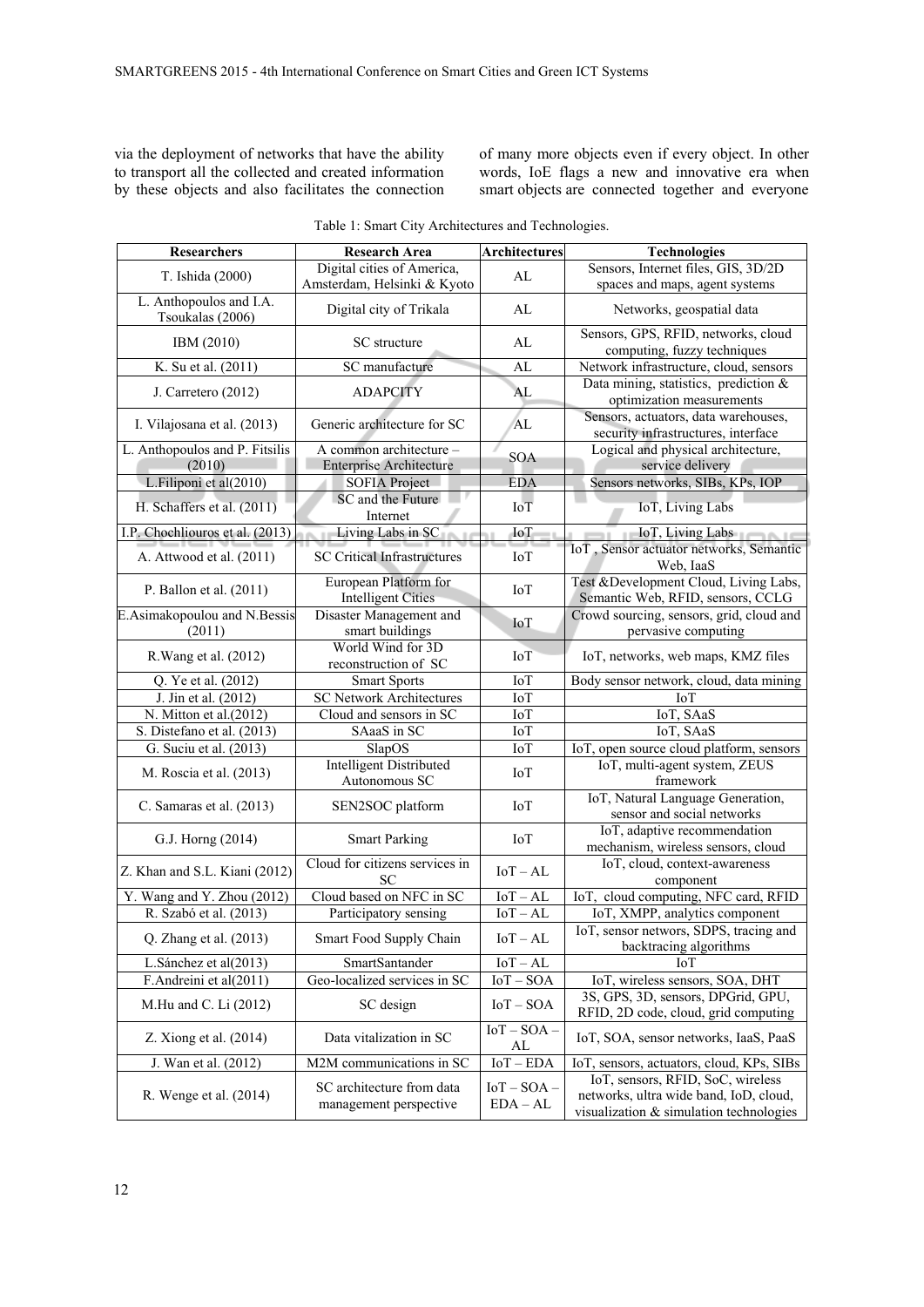via the deployment of networks that have the ability to transport all the collected and created information by these objects and also facilitates the connection of many more objects even if every object. In other words, IoE flags a new and innovative era when smart objects are connected together and everyone

Table 1: Smart City Architectures and Technologies.

| Researchers | Research Area | Architectures | Technologies |
|---|---|---|---|
| T. Ishida (2000) | Digital cities of America, Amsterdam, Helsinki & Kyoto | AL | Sensors, Internet files, GIS, 3D/2D spaces and maps, agent systems |
| L. Anthopoulos and I.A. Tsoukalas (2006) | Digital city of Trikala | AL | Networks, geospatial data |
| IBM (2010) | SC structure | AL | Sensors, GPS, RFID, networks, cloud computing, fuzzy techniques |
| K. Su et al. (2011) | SC manufacture | AL | Network infrastructure, cloud, sensors |
| J. Carretero (2012) | ADAPCITY | AL | Data mining, statistics, prediction & optimization measurements |
| I. Vilajosana et al. (2013) | Generic architecture for SC | AL | Sensors, actuators, data warehouses, security infrastructures, interface |
| L. Anthopoulos and P. Fitsilis (2010) | A common architecture – Enterprise Architecture | SOA | Logical and physical architecture, service delivery |
| L.Filiponi et al(2010) | SOFIA Project | EDA | Sensors networks, SIBs, KPs, IOP |
| H. Schaffers et al. (2011) | SC and the Future Internet | IoT | IoT, Living Labs |
| I.P. Chochliouros et al. (2013) | Living Labs in SC | IoT | IoT, Living Labs |
| A. Attwood et al. (2011) | SC Critical Infrastructures | IoT | IoT , Sensor actuator networks, Semantic Web, IaaS |
| P. Ballon et al. (2011) | European Platform for Intelligent Cities | IoT | Test &Development Cloud, Living Labs, Semantic Web, RFID, sensors, CCLG |
| E.Asimakopoulou and N.Bessis (2011) | Disaster Management and smart buildings | IoT | Crowd sourcing, sensors, grid, cloud and pervasive computing |
| R.Wang et al. (2012) | World Wind for 3D reconstruction of SC | IoT | IoT, networks, web maps, KMZ files |
| Q. Ye et al. (2012) | Smart Sports | IoT | Body sensor network, cloud, data mining |
| J. Jin et al. (2012) | SC Network Architectures | IoT | IoT |
| N. Mitton et al.(2012) | Cloud and sensors in SC | IoT | IoT, SAaS |
| S. Distefano et al. (2013) | SAaaS in SC | IoT | IoT, SAaS |
| G. Suciu et al. (2013) | SlapOS | IoT | IoT, open source cloud platform, sensors |
| M. Roscia et al. (2013) | Intelligent Distributed Autonomous SC | IoT | IoT, multi-agent system, ZEUS framework |
| C. Samaras et al. (2013) | SEN2SOC platform | IoT | IoT, Natural Language Generation, sensor and social networks |
| G.J. Horng (2014) | Smart Parking | IoT | IoT, adaptive recommendation mechanism, wireless sensors, cloud |
| Z. Khan and S.L. Kiani (2012) | Cloud for citizens services in SC | IoT – AL | IoT, cloud, context-awareness component |
| Y. Wang and Y. Zhou (2012) | Cloud based on NFC in SC | IoT – AL | IoT, cloud computing, NFC card, RFID |
| R. Szabó et al. (2013) | Participatory sensing | IoT – AL | IoT, XMPP, analytics component |
| Q. Zhang et al. (2013) | Smart Food Supply Chain | IoT – AL | IoT, sensor networs, SDPS, tracing and backtracing algorithms |
| L.Sánchez et al(2013) | SmartSantander | IoT – AL | IoT |
| F.Andreini et al(2011) | Geo-localized services in SC | IoT – SOA | IoT, wireless sensors, SOA, DHT |
| M.Hu and C. Li (2012) | SC design | IoT – SOA | 3S, GPS, 3D, sensors, DPGrid, GPU, RFID, 2D code, cloud, grid computing |
| Z. Xiong et al. (2014) | Data vitalization in SC | IoT – SOA – AL | IoT, SOA, sensor networks, IaaS, PaaS |
| J. Wan et al. (2012) | M2M communications in SC | IoT – EDA | IoT, sensors, actuators, cloud, KPs, SIBs |
| R. Wenge et al. (2014) | SC architecture from data management perspective | IoT – SOA – EDA – AL | IoT, sensors, RFID, SoC, wireless networks, ultra wide band, IoD, cloud, visualization & simulation technologies |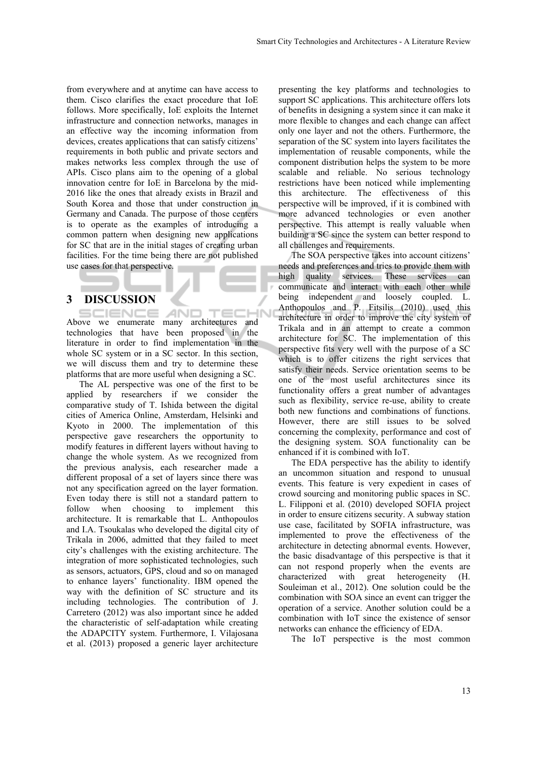from everywhere and at anytime can have access to them. Cisco clarifies the exact procedure that IoE follows. More specifically, IoE exploits the Internet infrastructure and connection networks, manages in an effective way the incoming information from devices, creates applications that can satisfy citizens' requirements in both public and private sectors and makes networks less complex through the use of APIs. Cisco plans aim to the opening of a global innovation centre for IoE in Barcelona by the mid-2016 like the ones that already exists in Brazil and South Korea and those that under construction in Germany and Canada. The purpose of those centers is to operate as the examples of introducing a common pattern when designing new applications for SC that are in the initial stages of creating urban facilities. For the time being there are not published use cases for that perspective.

## 3 DISCUSSION

Above we enumerate many architectures and technologies that have been proposed in the literature in order to find implementation in the whole SC system or in a SC sector. In this section, we will discuss them and try to determine these platforms that are more useful when designing a SC.

The AL perspective was one of the first to be applied by researchers if we consider the comparative study of T. Ishida between the digital cities of America Online, Amsterdam, Helsinki and Kyoto in 2000. The implementation of this perspective gave researchers the opportunity to modify features in different layers without having to change the whole system. As we recognized from the previous analysis, each researcher made a different proposal of a set of layers since there was not any specification agreed on the layer formation. Even today there is still not a standard pattern to follow when choosing to implement this architecture. It is remarkable that L. Anthopoulos and I.A. Tsoukalas who developed the digital city of Trikala in 2006, admitted that they failed to meet city's challenges with the existing architecture. The integration of more sophisticated technologies, such as sensors, actuators, GPS, cloud and so on managed to enhance layers' functionality. IBM opened the way with the definition of SC structure and its including technologies. The contribution of J. Carretero (2012) was also important since he added the characteristic of self-adaptation while creating the ADAPCITY system. Furthermore, I. Vilajosana et al. (2013) proposed a generic layer architecture presenting the key platforms and technologies to support SC applications. This architecture offers lots of benefits in designing a system since it can make it more flexible to changes and each change can affect only one layer and not the others. Furthermore, the separation of the SC system into layers facilitates the implementation of reusable components, while the component distribution helps the system to be more scalable and reliable. No serious technology restrictions have been noticed while implementing this architecture. The effectiveness of this perspective will be improved, if it is combined with more advanced technologies or even another perspective. This attempt is really valuable when building a SC since the system can better respond to all challenges and requirements.

The SOA perspective takes into account citizens' needs and preferences and tries to provide them with high quality services. These services can communicate and interact with each other while being independent and loosely coupled. L. Anthopoulos and P. Fitsilis (2010) used this architecture in order to improve the city system of Trikala and in an attempt to create a common architecture for SC. The implementation of this perspective fits very well with the purpose of a SC which is to offer citizens the right services that satisfy their needs. Service orientation seems to be one of the most useful architectures since its functionality offers a great number of advantages such as flexibility, service re-use, ability to create both new functions and combinations of functions. However, there are still issues to be solved concerning the complexity, performance and cost of the designing system. SOA functionality can be enhanced if it is combined with IoT.

The EDA perspective has the ability to identify an uncommon situation and respond to unusual events. This feature is very expedient in cases of crowd sourcing and monitoring public spaces in SC. L. Filipponi et al. (2010) developed SOFIA project in order to ensure citizens security. A subway station use case, facilitated by SOFIA infrastructure, was implemented to prove the effectiveness of the architecture in detecting abnormal events. However, the basic disadvantage of this perspective is that it can not respond properly when the events are characterized with great heterogeneity (H. Souleiman et al., 2012). One solution could be the combination with SOA since an event can trigger the operation of a service. Another solution could be a combination with IoT since the existence of sensor networks can enhance the efficiency of EDA.

The IoT perspective is the most common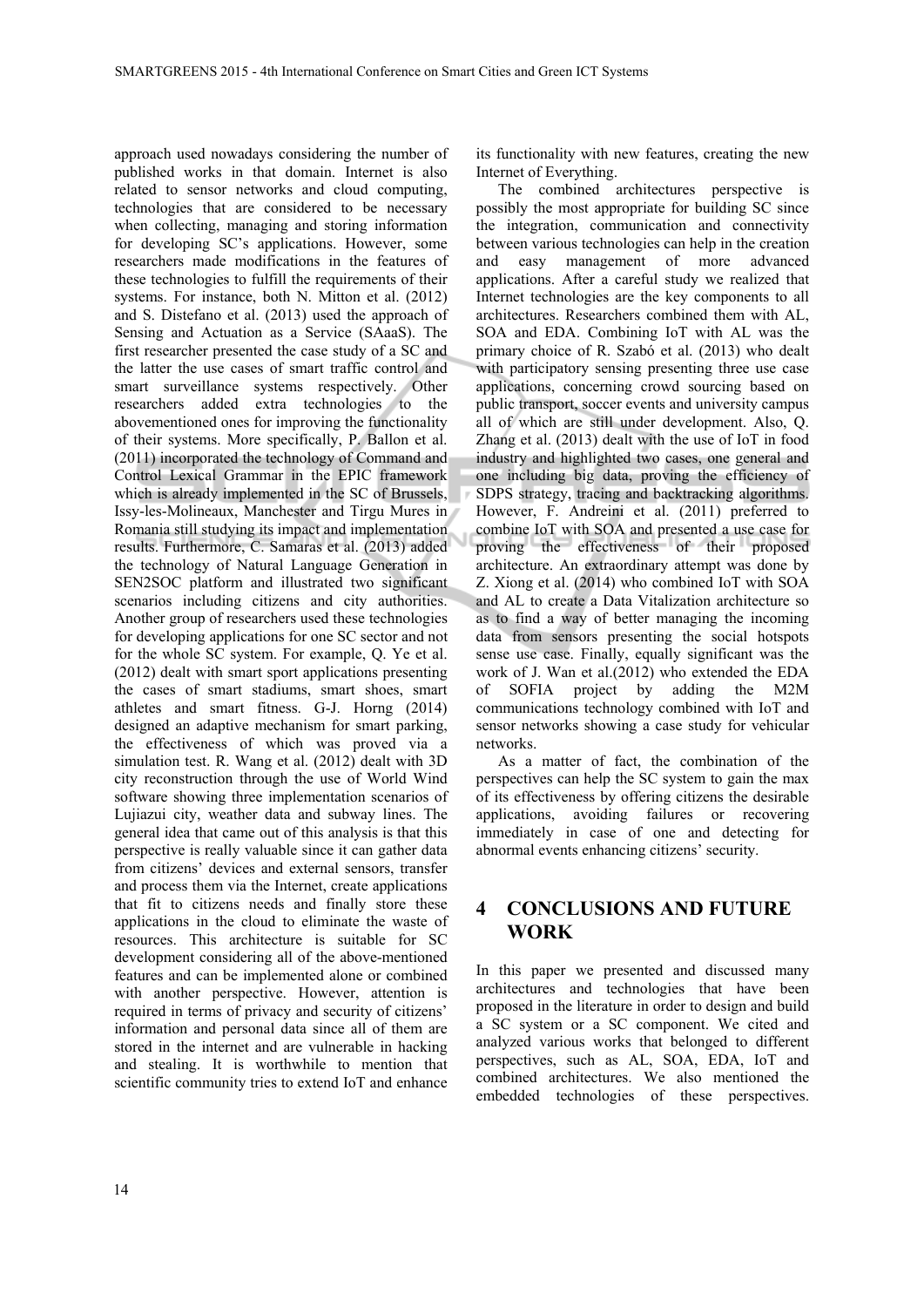approach used nowadays considering the number of published works in that domain. Internet is also related to sensor networks and cloud computing, technologies that are considered to be necessary when collecting, managing and storing information for developing SC's applications. However, some researchers made modifications in the features of these technologies to fulfill the requirements of their systems. For instance, both N. Mitton et al. (2012) and S. Distefano et al. (2013) used the approach of Sensing and Actuation as a Service (SAaaS). The first researcher presented the case study of a SC and the latter the use cases of smart traffic control and smart surveillance systems respectively. Other researchers added extra technologies to the abovementioned ones for improving the functionality of their systems. More specifically, P. Ballon et al. (2011) incorporated the technology of Command and Control Lexical Grammar in the EPIC framework which is already implemented in the SC of Brussels, Issy-les-Molineaux, Manchester and Tirgu Mures in Romania still studying its impact and implementation results. Furthermore, C. Samaras et al. (2013) added the technology of Natural Language Generation in SEN2SOC platform and illustrated two significant scenarios including citizens and city authorities. Another group of researchers used these technologies for developing applications for one SC sector and not for the whole SC system. For example, Q. Ye et al. (2012) dealt with smart sport applications presenting the cases of smart stadiums, smart shoes, smart athletes and smart fitness. G-J. Horng (2014) designed an adaptive mechanism for smart parking, the effectiveness of which was proved via a simulation test. R. Wang et al. (2012) dealt with 3D city reconstruction through the use of World Wind software showing three implementation scenarios of Lujiazui city, weather data and subway lines. The general idea that came out of this analysis is that this perspective is really valuable since it can gather data from citizens' devices and external sensors, transfer and process them via the Internet, create applications that fit to citizens needs and finally store these applications in the cloud to eliminate the waste of resources. This architecture is suitable for SC development considering all of the above-mentioned features and can be implemented alone or combined with another perspective. However, attention is required in terms of privacy and security of citizens' information and personal data since all of them are stored in the internet and are vulnerable in hacking and stealing. It is worthwhile to mention that scientific community tries to extend IoT and enhance its functionality with new features, creating the new Internet of Everything.

The combined architectures perspective is possibly the most appropriate for building SC since the integration, communication and connectivity between various technologies can help in the creation and easy management of more advanced applications. After a careful study we realized that Internet technologies are the key components to all architectures. Researchers combined them with AL, SOA and EDA. Combining IoT with AL was the primary choice of R. Szabó et al. (2013) who dealt with participatory sensing presenting three use case applications, concerning crowd sourcing based on public transport, soccer events and university campus all of which are still under development. Also, Q. Zhang et al. (2013) dealt with the use of IoT in food industry and highlighted two cases, one general and one including big data, proving the efficiency of SDPS strategy, tracing and backtracking algorithms. However, F. Andreini et al. (2011) preferred to combine IoT with SOA and presented a use case for proving the effectiveness of their proposed architecture. An extraordinary attempt was done by Z. Xiong et al. (2014) who combined IoT with SOA and AL to create a Data Vitalization architecture so as to find a way of better managing the incoming data from sensors presenting the social hotspots sense use case. Finally, equally significant was the work of J. Wan et al.(2012) who extended the EDA of SOFIA project by adding the M2M communications technology combined with IoT and sensor networks showing a case study for vehicular networks.

As a matter of fact, the combination of the perspectives can help the SC system to gain the max of its effectiveness by offering citizens the desirable applications, avoiding failures or recovering immediately in case of one and detecting for abnormal events enhancing citizens' security.

## 4 CONCLUSIONS AND FUTURE WORK

In this paper we presented and discussed many architectures and technologies that have been proposed in the literature in order to design and build a SC system or a SC component. We cited and analyzed various works that belonged to different perspectives, such as AL, SOA, EDA, IoT and combined architectures. We also mentioned the embedded technologies of these perspectives.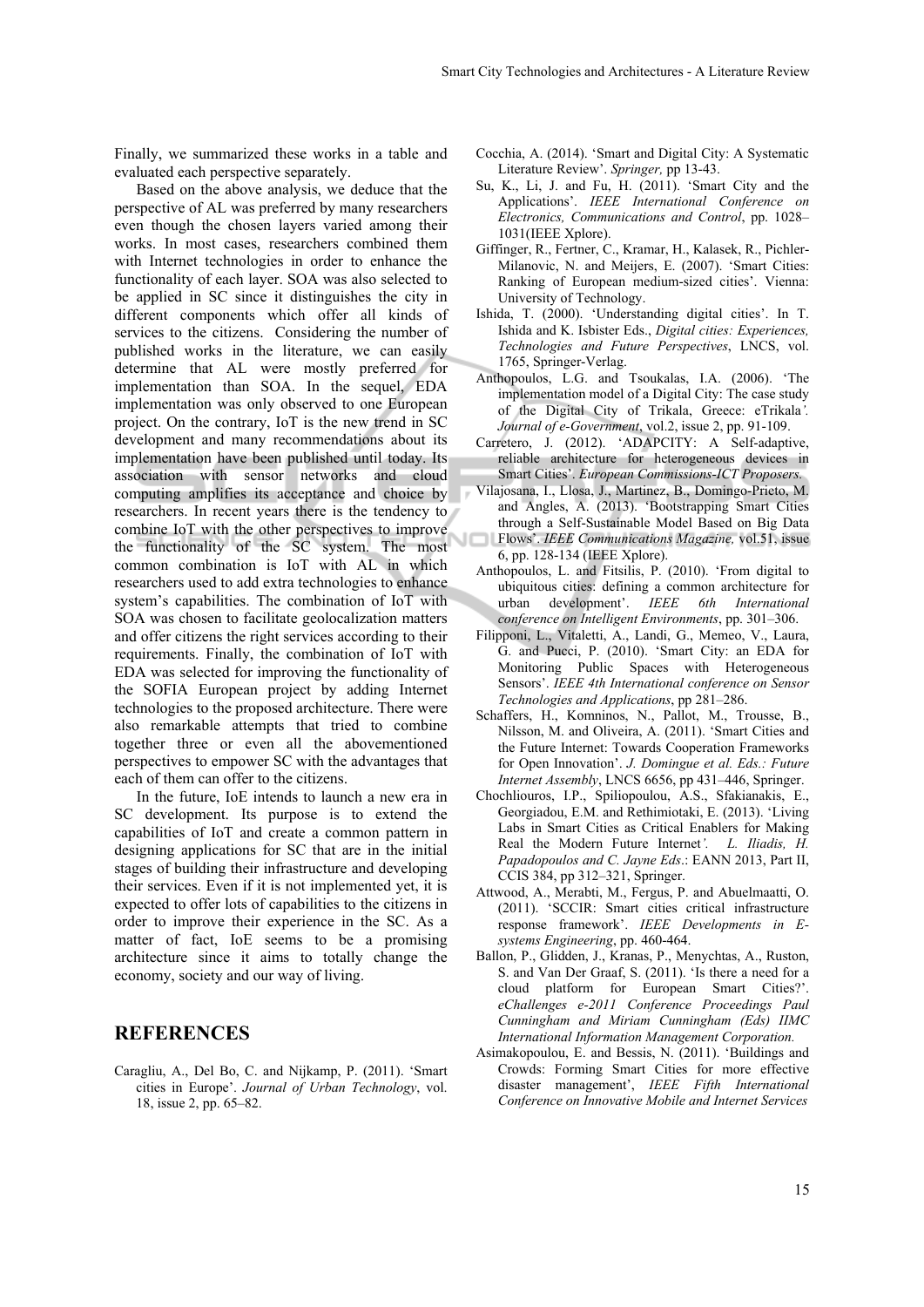Finally, we summarized these works in a table and evaluated each perspective separately.

Based on the above analysis, we deduce that the perspective of AL was preferred by many researchers even though the chosen layers varied among their works. In most cases, researchers combined them with Internet technologies in order to enhance the functionality of each layer. SOA was also selected to be applied in SC since it distinguishes the city in different components which offer all kinds of services to the citizens. Considering the number of published works in the literature, we can easily determine that AL were mostly preferred for implementation than SOA. In the sequel, EDA implementation was only observed to one European project. On the contrary, IoT is the new trend in SC development and many recommendations about its implementation have been published until today. Its association with sensor networks and cloud computing amplifies its acceptance and choice by researchers. In recent years there is the tendency to combine IoT with the other perspectives to improve the functionality of the SC system. The most common combination is IoT with AL in which researchers used to add extra technologies to enhance system's capabilities. The combination of IoT with SOA was chosen to facilitate geolocalization matters and offer citizens the right services according to their requirements. Finally, the combination of IoT with EDA was selected for improving the functionality of the SOFIA European project by adding Internet technologies to the proposed architecture. There were also remarkable attempts that tried to combine together three or even all the abovementioned perspectives to empower SC with the advantages that each of them can offer to the citizens.

In the future, IoE intends to launch a new era in SC development. Its purpose is to extend the capabilities of IoT and create a common pattern in designing applications for SC that are in the initial stages of building their infrastructure and developing their services. Even if it is not implemented yet, it is expected to offer lots of capabilities to the citizens in order to improve their experience in the SC. As a matter of fact, IoE seems to be a promising architecture since it aims to totally change the economy, society and our way of living.

## REFERENCES

Caragliu, A., Del Bo, C. and Nijkamp, P. (2011). 'Smart cities in Europe'. *Journal of Urban Technology*, vol. 18, issue 2, pp. 65–82.

Cocchia, A. (2014). 'Smart and Digital City: A Systematic Literature Review'. *Springer,* pp 13-43.

Su, K., Li, J. and Fu, H. (2011). 'Smart City and the Applications'. *IEEE International Conference on Electronics, Communications and Control*, pp. 1028–1031(IEEE Xplore).

Giffinger, R., Fertner, C., Kramar, H., Kalasek, R., Pichler-Milanovic, N. and Meijers, E. (2007). 'Smart Cities: Ranking of European medium-sized cities'. Vienna: University of Technology.

Ishida, T. (2000). 'Understanding digital cities'. In T. Ishida and K. Isbister Eds., *Digital cities: Experiences, Technologies and Future Perspectives*, LNCS, vol. 1765, Springer-Verlag.

Anthopoulos, L.G. and Tsoukalas, I.A. (2006). 'The implementation model of a Digital City: The case study of the Digital City of Trikala, Greece: eTrikala*'. Journal of e-Government*, vol.2, issue 2, pp. 91-109.

Carretero, J. (2012). 'ADAPCITY: A Self-adaptive, reliable architecture for heterogeneous devices in Smart Cities'. *European Commissions-ICT Proposers.*

Vilajosana, I., Llosa, J., Martinez, B., Domingo-Prieto, M. and Angles, A. (2013). 'Bootstrapping Smart Cities through a Self-Sustainable Model Based on Big Data Flows'. *IEEE Communications Magazine,* vol.51, issue 6, pp. 128-134 (IEEE Xplore).

Anthopoulos, L. and Fitsilis, P. (2010). 'From digital to ubiquitous cities: defining a common architecture for urban development'. *IEEE 6th International conference on Intelligent Environments*, pp. 301–306.

Filipponi, L., Vitaletti, A., Landi, G., Memeo, V., Laura, G. and Pucci, P. (2010). 'Smart City: an EDA for Monitoring Public Spaces with Heterogeneous Sensors'. *IEEE 4th International conference on Sensor Technologies and Applications*, pp 281–286.

Schaffers, H., Komninos, N., Pallot, M., Trousse, B., Nilsson, M. and Oliveira, A. (2011). 'Smart Cities and the Future Internet: Towards Cooperation Frameworks for Open Innovation'. *J. Domingue et al. Eds.: Future Internet Assembly*, LNCS 6656, pp 431–446, Springer.

Chochliouros, I.P., Spiliopoulou, A.S., Sfakianakis, E., Georgiadou, E.M. and Rethimiotaki, E. (2013). 'Living Labs in Smart Cities as Critical Enablers for Making Real the Modern Future Internet*'. L. Iliadis, H. Papadopoulos and C. Jayne Eds*.: EANN 2013, Part II, CCIS 384, pp 312–321, Springer.

Attwood, A., Merabti, M., Fergus, P. and Abuelmaatti, O. (2011). 'SCCIR: Smart cities critical infrastructure response framework'. *IEEE Developments in E-systems Engineering*, pp. 460-464.

Ballon, P., Glidden, J., Kranas, P., Menychtas, A., Ruston, S. and Van Der Graaf, S. (2011). 'Is there a need for a cloud platform for European Smart Cities?'. *eChallenges e-2011 Conference Proceedings Paul Cunningham and Miriam Cunningham (Eds) IIMC International Information Management Corporation.*

Asimakopoulou, E. and Bessis, N. (2011). 'Buildings and Crowds: Forming Smart Cities for more effective disaster management', *IEEE Fifth International Conference on Innovative Mobile and Internet Services*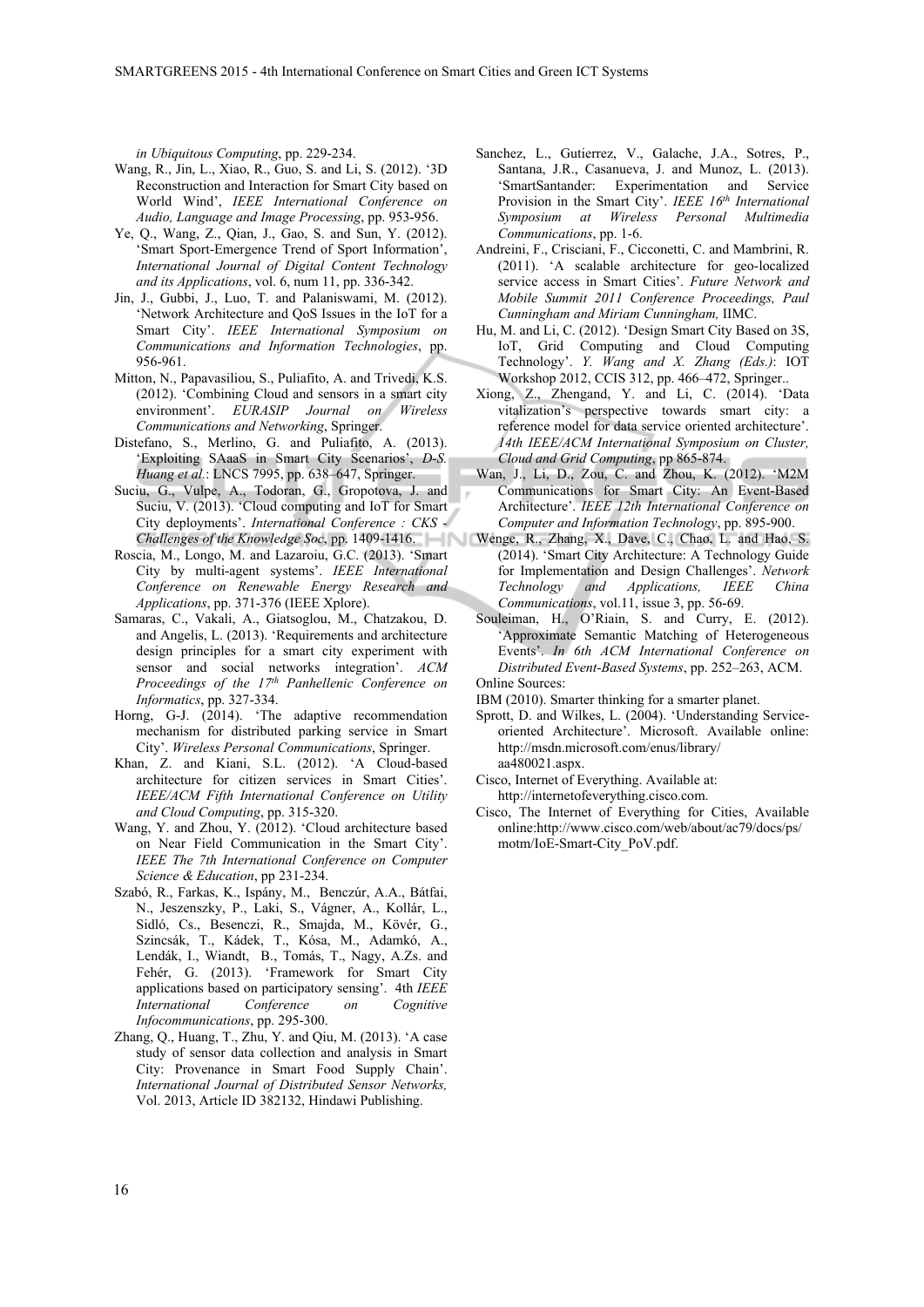*in Ubiquitous Computing*, pp. 229-234.

Wang, R., Jin, L., Xiao, R., Guo, S. and Li, S. (2012). '3D Reconstruction and Interaction for Smart City based on World Wind', *IEEE International Conference on Audio, Language and Image Processing*, pp. 953-956.

Ye, Q., Wang, Z., Qian, J., Gao, S. and Sun, Y. (2012). 'Smart Sport-Emergence Trend of Sport Information', *International Journal of Digital Content Technology and its Applications*, vol. 6, num 11, pp. 336-342.

Jin, J., Gubbi, J., Luo, T. and Palaniswami, M. (2012). 'Network Architecture and QoS Issues in the IoT for a Smart City'. *IEEE International Symposium on Communications and Information Technologies*, pp. 956-961.

Mitton, N., Papavasiliou, S., Puliafito, A. and Trivedi, K.S. (2012). 'Combining Cloud and sensors in a smart city environment'. *EURASIP Journal on Wireless Communications and Networking*, Springer.

Distefano, S., Merlino, G. and Puliafito, A. (2013). 'Exploiting SAaaS in Smart City Scenarios', *D-S. Huang et al.*: LNCS 7995, pp. 638–647, Springer.

Suciu, G., Vulpe, A., Todoran, G., Gropotova, J. and Suciu, V. (2013). 'Cloud computing and IoT for Smart City deployments'. *International Conference : CKS - Challenges of the Knowledge Soc*, pp. 1409-1416.

Roscia, M., Longo, M. and Lazaroiu, G.C. (2013). 'Smart City by multi-agent systems'. *IEEE International Conference on Renewable Energy Research and Applications*, pp. 371-376 (IEEE Xplore).

Samaras, C., Vakali, A., Giatsoglou, M., Chatzakou, D. and Angelis, L. (2013). 'Requirements and architecture design principles for a smart city experiment with sensor and social networks integration'. *ACM Proceedings of the 17th Panhellenic Conference on Informatics*, pp. 327-334.

Horng, G-J. (2014). 'The adaptive recommendation mechanism for distributed parking service in Smart City'. *Wireless Personal Communications*, Springer.

Khan, Z. and Kiani, S.L. (2012). 'A Cloud-based architecture for citizen services in Smart Cities'. *IEEE/ACM Fifth International Conference on Utility and Cloud Computing*, pp. 315-320.

Wang, Y. and Zhou, Y. (2012). 'Cloud architecture based on Near Field Communication in the Smart City'. *IEEE The 7th International Conference on Computer Science & Education*, pp 231-234.

Szabó, R., Farkas, K., Ispány, M., Benczúr, A.A., Bátfai, N., Jeszenszky, P., Laki, S., Vágner, A., Kollár, L., Sidló, Cs., Besenczi, R., Smajda, M., Kövér, G., Szincsák, T., Kádek, T., Kósa, M., Adamkó, A., Lendák, I., Wiandt, B., Tomás, T., Nagy, A.Zs. and Fehér, G. (2013). 'Framework for Smart City applications based on participatory sensing'. 4th *IEEE International Conference on Cognitive Infocommunications*, pp. 295-300.

Zhang, Q., Huang, T., Zhu, Y. and Qiu, M. (2013). 'A case study of sensor data collection and analysis in Smart City: Provenance in Smart Food Supply Chain'. *International Journal of Distributed Sensor Networks,* Vol. 2013, Article ID 382132, Hindawi Publishing.

Sanchez, L., Gutierrez, V., Galache, J.A., Sotres, P., Santana, J.R., Casanueva, J. and Munoz, L. (2013). 'SmartSantander: Experimentation and Service Provision in the Smart City'. *IEEE 16th International Symposium at Wireless Personal Multimedia Communications*, pp. 1-6.

Andreini, F., Crisciani, F., Cicconetti, C. and Mambrini, R. (2011). 'A scalable architecture for geo-localized service access in Smart Cities'. *Future Network and Mobile Summit 2011 Conference Proceedings, Paul Cunningham and Miriam Cunningham,* IIMC.

Hu, M. and Li, C. (2012). 'Design Smart City Based on 3S, IoT, Grid Computing and Cloud Computing Technology'. *Y. Wang and X. Zhang (Eds.)*: IOT Workshop 2012, CCIS 312, pp. 466–472, Springer..

Xiong, Z., Zhengand, Y. and Li, C. (2014). 'Data vitalization's perspective towards smart city: a reference model for data service oriented architecture'. *14th IEEE/ACM International Symposium on Cluster, Cloud and Grid Computing*, pp 865-874.

Wan, J., Li, D., Zou, C. and Zhou, K. (2012). 'M2M Communications for Smart City: An Event-Based Architecture'. *IEEE 12th International Conference on Computer and Information Technology*, pp. 895-900.

Wenge, R., Zhang, X., Dave, C., Chao, L. and Hao, S. (2014). 'Smart City Architecture: A Technology Guide for Implementation and Design Challenges'. *Network Technology and Applications, IEEE China Communications*, vol.11, issue 3, pp. 56-69.

Souleiman, H., O'Riain, S. and Curry, E. (2012). 'Approximate Semantic Matching of Heterogeneous Events'. *In 6th ACM International Conference on Distributed Event-Based Systems*, pp. 252–263, ACM.

Online Sources:

IBM (2010). Smarter thinking for a smarter planet.

Sprott, D. and Wilkes, L. (2004). 'Understanding Service-oriented Architecture'. Microsoft. Available online: http://msdn.microsoft.com/enus/library/aa480021.aspx.

Cisco, Internet of Everything. Available at: http://internetofeverything.cisco.com.

Cisco, The Internet of Everything for Cities, Available online:http://www.cisco.com/web/about/ac79/docs/ps/motm/IoE-Smart-City_PoV.pdf.